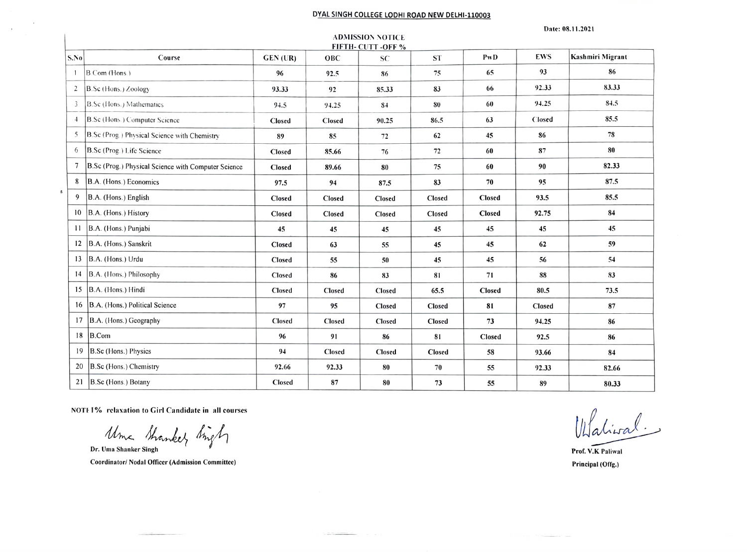# DYAL SINGH COLLEGE LODHI ROAD NEW DELHI-110003

Date: 08.11.2021

## ADMISSION NOTICE
## FIFTH- CUTT -OFF %

| S.No | Course | GEN (UR) | OBC | SC | ST | PwD | EWS | Kashmiri Migrant |
|---|---|---|---|---|---|---|---|---|
| 1 | B.Com (Hons.) | 96 | 92.5 | 86 | 75 | 65 | 93 | 86 |
| 2 | B.Sc (Hons.) Zoology | 93.33 | 92 | 85.33 | 83 | 66 | 92.33 | 83.33 |
| 3 | B.Sc (Hons.) Mathematics | 94.5 | 94.25 | 84 | 80 | 60 | 94.25 | 84.5 |
| 4 | B.Sc (Hons.) Computer Science | Closed | Closed | 90.25 | 86.5 | 63 | Closed | 85.5 |
| 5 | B.Sc (Prog.) Physical Science with Chemistry | 89 | 85 | 72 | 62 | 45 | 86 | 78 |
| 6 | B.Sc (Prog.) Life Science | Closed | 85.66 | 76 | 72 | 60 | 87 | 80 |
| 7 | B.Sc (Prog.) Physical Science with Computer Science | Closed | 89.66 | 80 | 75 | 60 | 90 | 82.33 |
| 8 | B.A. (Hons.) Economics | 97.5 | 94 | 87.5 | 83 | 70 | 95 | 87.5 |
| 9 | B.A. (Hons.) English | Closed | Closed | Closed | Closed | Closed | 93.5 | 85.5 |
| 10 | B.A. (Hons.) History | Closed | Closed | Closed | Closed | Closed | 92.75 | 84 |
| 11 | B.A. (Hons.) Punjabi | 45 | 45 | 45 | 45 | 45 | 45 | 45 |
| 12 | B.A. (Hons.) Sanskrit | Closed | 63 | 55 | 45 | 45 | 62 | 59 |
| 13 | B.A. (Hons.) Urdu | Closed | 55 | 50 | 45 | 45 | 56 | 54 |
| 14 | B.A. (Hons.) Philosophy | Closed | 86 | 83 | 81 | 71 | 88 | 83 |
| 15 | B.A. (Hons.) Hindi | Closed | Closed | Closed | 65.5 | Closed | 80.5 | 73.5 |
| 16 | B.A. (Hons.) Political Science | 97 | 95 | Closed | Closed | 81 | Closed | 87 |
| 17 | B.A. (Hons.) Geography | Closed | Closed | Closed | Closed | 73 | 94.25 | 86 |
| 18 | B.Com | 96 | 91 | 86 | 81 | Closed | 92.5 | 86 |
| 19 | B.Sc (Hons.) Physics | 94 | Closed | Closed | Closed | 58 | 93.66 | 84 |
| 20 | B.Sc (Hons.) Chemistry | 92.66 | 92.33 | 80 | 70 | 55 | 92.33 | 82.66 |
| 21 | B.Sc (Hons.) Botany | Closed | 87 | 80 | 73 | 55 | 89 | 80.33 |

**NOTE 1% relaxation to Girl Candidate in all courses**

Uma Shanker Singh

**Dr. Uma Shanker Singh**

**Coordinator/ Nodal Officer (Admission Committee)**

VPaliwal.

**Prof. V.K Paliwal**

**Principal (Offg.)**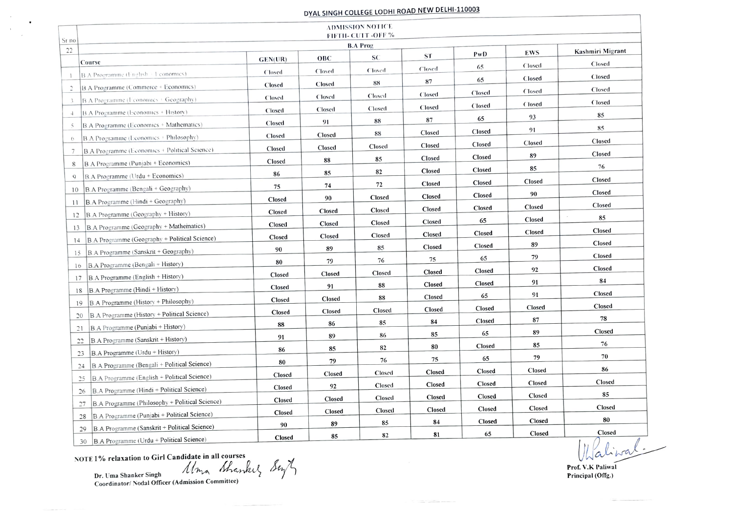DYAL SINGH COLLEGE LODHI ROAD NEW DELHI-110003

| Sr no | | | | | | | | |
|---|---|---|---|---|---|---|---|---|
| | ADMISSION NOTICE FIFTH- CUTT -OFF % | | | | | | | |
| 22 | B.A Prog | | | | | | | |
| | Course | GEN(UR) | OBC | SC | ST | PwD | EWS | Kashmiri Migrant |
| 1 | B.A Programme (English + Economics) | Closed | Closed | Closed | Closed | 65 | Closed | Closed |
| 2 | B.A Programme (Commerce + Economics) | Closed | Closed | 88 | 87 | 65 | Closed | Closed |
| 3 | B.A Programme (Economics + Geography) | Closed | Closed | Closed | Closed | Closed | Closed | Closed |
| 4 | B.A Programme (Economics + History) | Closed | Closed | Closed | Closed | Closed | Closed | Closed |
| 5 | B.A Programme (Economics + Mathematics) | Closed | 91 | 88 | 87 | 65 | 93 | 85 |
| 6 | B.A Programme (Economics + Philosophy) | Closed | Closed | 88 | Closed | Closed | 91 | 85 |
| 7 | B.A Programme (Economics + Political Science) | Closed | Closed | Closed | Closed | Closed | Closed | Closed |
| 8 | B.A Programme (Punjabi + Economics) | Closed | 88 | 85 | Closed | Closed | 89 | Closed |
| 9 | B.A Programme (Urdu + Economics) | 86 | 85 | 82 | Closed | Closed | 85 | 76 |
| 10 | B.A Programme (Bengali + Geography) | 75 | 74 | 72 | Closed | Closed | Closed | Closed |
| 11 | B.A Programme (Hindi + Geography) | Closed | 90 | Closed | Closed | Closed | 90 | Closed |
| 12 | B.A Programme (Geography + History) | Closed | Closed | Closed | Closed | Closed | Closed | Closed |
| 13 | B.A Programme (Geography + Mathematics) | Closed | Closed | Closed | Closed | 65 | Closed | 85 |
| 14 | B.A Programme (Geography + Political Science) | Closed | Closed | Closed | Closed | Closed | Closed | Closed |
| 15 | B.A Programme (Sanskrit + Geography) | 90 | 89 | 85 | Closed | Closed | 89 | Closed |
| 16 | B.A Programme (Bengali + History) | 80 | 79 | 76 | 75 | 65 | 79 | Closed |
| 17 | B.A Programme (English + History) | Closed | Closed | Closed | Closed | Closed | 92 | Closed |
| 18 | B.A Programme (Hindi + History) | Closed | 91 | 88 | Closed | Closed | 91 | 84 |
| 19 | B.A Programme (History + Philosophy) | Closed | Closed | 88 | Closed | 65 | 91 | Closed |
| 20 | B.A Programme (History + Political Science) | Closed | Closed | Closed | Closed | Closed | Closed | Closed |
| 21 | B.A Programme (Punjabi + History) | 88 | 86 | 85 | 84 | Closed | 87 | 78 |
| 22 | B.A Programme (Sanskrit + History) | 91 | 89 | 86 | 85 | 65 | 89 | Closed |
| 23 | B.A Programme (Urdu + History) | 86 | 85 | 82 | 80 | Closed | 85 | 76 |
| 24 | B.A Programme (Bengali + Political Science) | 80 | 79 | 76 | 75 | 65 | 79 | 70 |
| 25 | B.A Programme (English + Political Science) | Closed | Closed | Closed | Closed | Closed | Closed | 86 |
| 26 | B.A Programme (Hindi + Political Science) | Closed | 92 | Closed | Closed | Closed | Closed | Closed |
| 27 | B.A Programme (Philosophy + Political Science) | Closed | Closed | Closed | Closed | Closed | Closed | 85 |
| 28 | B.A Programme (Punjabi + Political Science) | Closed | Closed | Closed | Closed | Closed | Closed | Closed |
| 29 | B.A Programme (Sanskrit + Political Science) | 90 | 89 | 85 | 84 | Closed | Closed | 80 |
| 30 | B.A Programme (Urdu + Political Science) | Closed | 85 | 82 | 81 | 65 | Closed | Closed |

**NOTE 1% relaxation to Girl Candidate in all courses**

**Dr. Uma Shanker Singh**
**Coordinator/ Nodal Officer (Admission Committee)**

**Prof. V.K Paliwal**
**Principal (Offg.)**